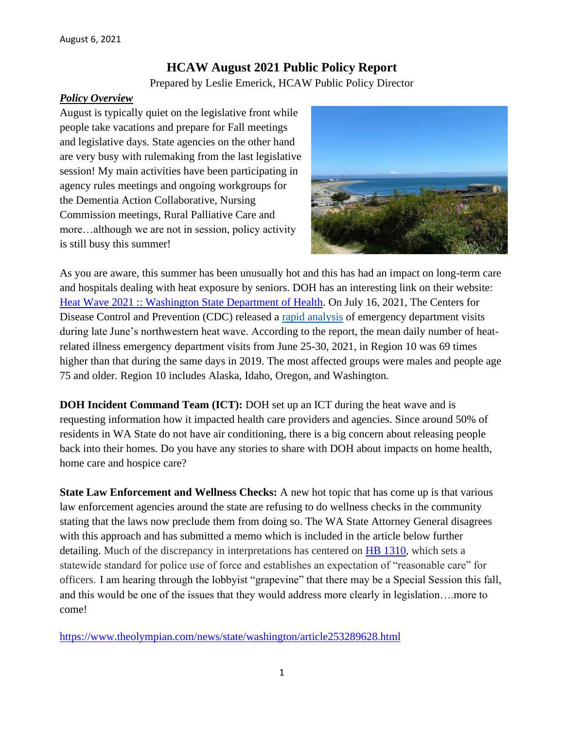August 6, 2021

# HCAW August 2021 Public Policy Report

Prepared by Leslie Emerick, HCAW Public Policy Director

## ***Policy Overview***

August is typically quiet on the legislative front while people take vacations and prepare for Fall meetings and legislative days. State agencies on the other hand are very busy with rulemaking from the last legislative session! My main activities have been participating in agency rules meetings and ongoing workgroups for the Dementia Action Collaborative, Nursing Commission meetings, Rural Palliative Care and more…although we are not in session, policy activity is still busy this summer!

As you are aware, this summer has been unusually hot and this has had an impact on long-term care and hospitals dealing with heat exposure by seniors. DOH has an interesting link on their website: [Heat Wave 2021 :: Washington State Department of Health](). On July 16, 2021, The Centers for Disease Control and Prevention (CDC) released a [rapid analysis]() of emergency department visits during late June's northwestern heat wave. According to the report, the mean daily number of heat-related illness emergency department visits from June 25-30, 2021, in Region 10 was 69 times higher than that during the same days in 2019. The most affected groups were males and people age 75 and older. Region 10 includes Alaska, Idaho, Oregon, and Washington.

**DOH Incident Command Team (ICT):** DOH set up an ICT during the heat wave and is requesting information how it impacted health care providers and agencies. Since around 50% of residents in WA State do not have air conditioning, there is a big concern about releasing people back into their homes. Do you have any stories to share with DOH about impacts on home health, home care and hospice care?

**State Law Enforcement and Wellness Checks:** A new hot topic that has come up is that various law enforcement agencies around the state are refusing to do wellness checks in the community stating that the laws now preclude them from doing so. The WA State Attorney General disagrees with this approach and has submitted a memo which is included in the article below further detailing. Much of the discrepancy in interpretations has centered on [HB 1310](), which sets a statewide standard for police use of force and establishes an expectation of "reasonable care" for officers. I am hearing through the lobbyist "grapevine" that there may be a Special Session this fall, and this would be one of the issues that they would address more clearly in legislation….more to come!

https://www.theolympian.com/news/state/washington/article253289628.html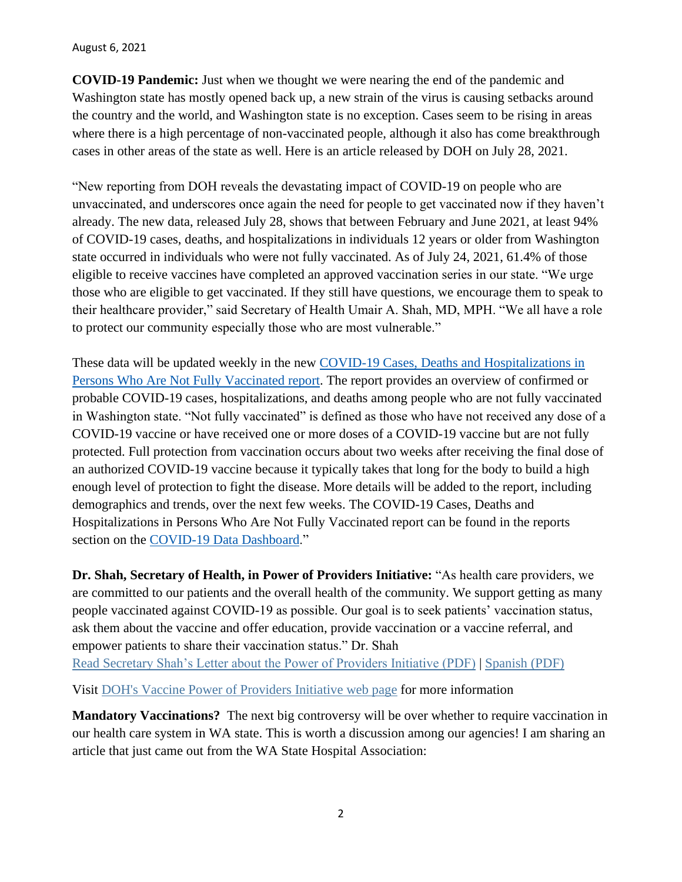August 6, 2021

**COVID-19 Pandemic:** Just when we thought we were nearing the end of the pandemic and Washington state has mostly opened back up, a new strain of the virus is causing setbacks around the country and the world, and Washington state is no exception. Cases seem to be rising in areas where there is a high percentage of non-vaccinated people, although it also has come breakthrough cases in other areas of the state as well. Here is an article released by DOH on July 28, 2021.

"New reporting from DOH reveals the devastating impact of COVID-19 on people who are unvaccinated, and underscores once again the need for people to get vaccinated now if they haven't already. The new data, released July 28, shows that between February and June 2021, at least 94% of COVID-19 cases, deaths, and hospitalizations in individuals 12 years or older from Washington state occurred in individuals who were not fully vaccinated. As of July 24, 2021, 61.4% of those eligible to receive vaccines have completed an approved vaccination series in our state. "We urge those who are eligible to get vaccinated. If they still have questions, we encourage them to speak to their healthcare provider," said Secretary of Health Umair A. Shah, MD, MPH. "We all have a role to protect our community especially those who are most vulnerable."

These data will be updated weekly in the new COVID-19 Cases, Deaths and Hospitalizations in Persons Who Are Not Fully Vaccinated report. The report provides an overview of confirmed or probable COVID-19 cases, hospitalizations, and deaths among people who are not fully vaccinated in Washington state. "Not fully vaccinated" is defined as those who have not received any dose of a COVID-19 vaccine or have received one or more doses of a COVID-19 vaccine but are not fully protected. Full protection from vaccination occurs about two weeks after receiving the final dose of an authorized COVID-19 vaccine because it typically takes that long for the body to build a high enough level of protection to fight the disease. More details will be added to the report, including demographics and trends, over the next few weeks. The COVID-19 Cases, Deaths and Hospitalizations in Persons Who Are Not Fully Vaccinated report can be found in the reports section on the COVID-19 Data Dashboard."

**Dr. Shah, Secretary of Health, in Power of Providers Initiative:** "As health care providers, we are committed to our patients and the overall health of the community. We support getting as many people vaccinated against COVID-19 as possible. Our goal is to seek patients' vaccination status, ask them about the vaccine and offer education, provide vaccination or a vaccine referral, and empower patients to share their vaccination status." Dr. Shah
Read Secretary Shah's Letter about the Power of Providers Initiative (PDF) | Spanish (PDF)

Visit DOH's Vaccine Power of Providers Initiative web page for more information

**Mandatory Vaccinations?** The next big controversy will be over whether to require vaccination in our health care system in WA state. This is worth a discussion among our agencies! I am sharing an article that just came out from the WA State Hospital Association: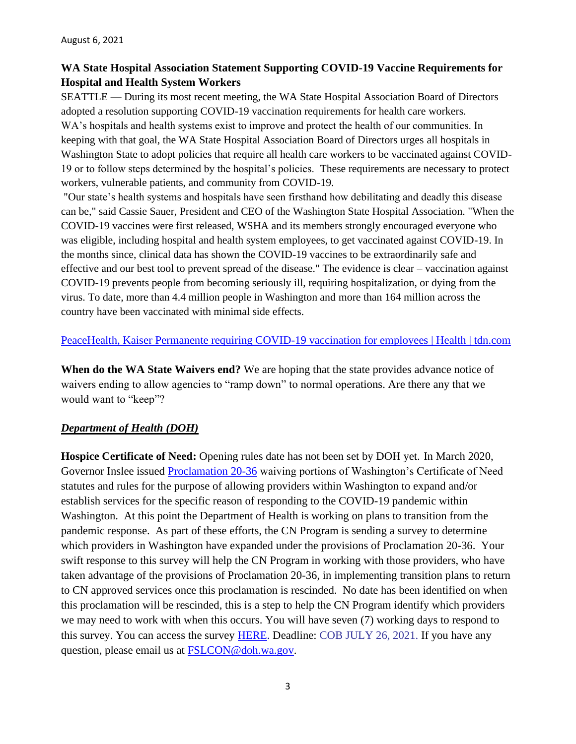August 6, 2021

**WA State Hospital Association Statement Supporting COVID-19 Vaccine Requirements for Hospital and Health System Workers**

SEATTLE — During its most recent meeting, the WA State Hospital Association Board of Directors adopted a resolution supporting COVID-19 vaccination requirements for health care workers. WA's hospitals and health systems exist to improve and protect the health of our communities. In keeping with that goal, the WA State Hospital Association Board of Directors urges all hospitals in Washington State to adopt policies that require all health care workers to be vaccinated against COVID-19 or to follow steps determined by the hospital's policies. These requirements are necessary to protect workers, vulnerable patients, and community from COVID-19.

"Our state's health systems and hospitals have seen firsthand how debilitating and deadly this disease can be," said Cassie Sauer, President and CEO of the Washington State Hospital Association. "When the COVID-19 vaccines were first released, WSHA and its members strongly encouraged everyone who was eligible, including hospital and health system employees, to get vaccinated against COVID-19. In the months since, clinical data has shown the COVID-19 vaccines to be extraordinarily safe and effective and our best tool to prevent spread of the disease." The evidence is clear – vaccination against COVID-19 prevents people from becoming seriously ill, requiring hospitalization, or dying from the virus. To date, more than 4.4 million people in Washington and more than 164 million across the country have been vaccinated with minimal side effects.

PeaceHealth, Kaiser Permanente requiring COVID-19 vaccination for employees | Health | tdn.com

**When do the WA State Waivers end?** We are hoping that the state provides advance notice of waivers ending to allow agencies to "ramp down" to normal operations. Are there any that we would want to "keep"?

***Department of Health (DOH)***

**Hospice Certificate of Need:** Opening rules date has not been set by DOH yet. In March 2020, Governor Inslee issued Proclamation 20-36 waiving portions of Washington's Certificate of Need statutes and rules for the purpose of allowing providers within Washington to expand and/or establish services for the specific reason of responding to the COVID-19 pandemic within Washington. At this point the Department of Health is working on plans to transition from the pandemic response. As part of these efforts, the CN Program is sending a survey to determine which providers in Washington have expanded under the provisions of Proclamation 20-36. Your swift response to this survey will help the CN Program in working with those providers, who have taken advantage of the provisions of Proclamation 20-36, in implementing transition plans to return to CN approved services once this proclamation is rescinded. No date has been identified on when this proclamation will be rescinded, this is a step to help the CN Program identify which providers we may need to work with when this occurs. You will have seven (7) working days to respond to this survey. You can access the survey HERE. Deadline: COB JULY 26, 2021. If you have any question, please email us at FSLCON@doh.wa.gov.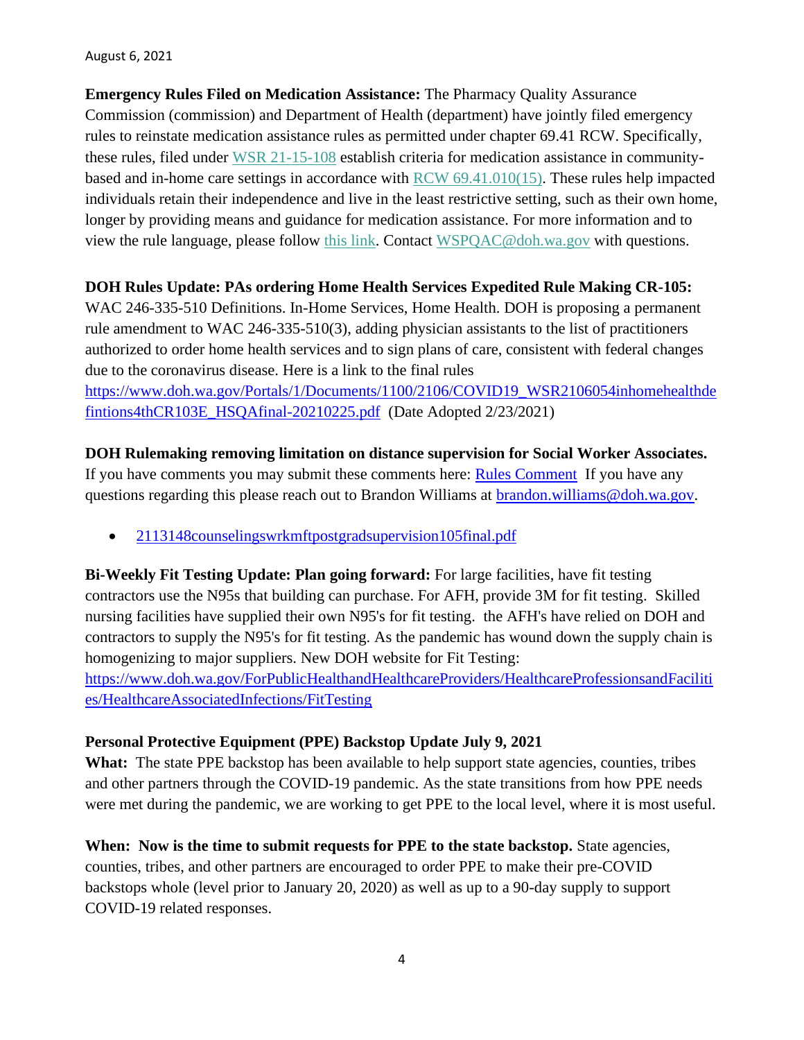August 6, 2021

**Emergency Rules Filed on Medication Assistance:** The Pharmacy Quality Assurance Commission (commission) and Department of Health (department) have jointly filed emergency rules to reinstate medication assistance rules as permitted under chapter 69.41 RCW. Specifically, these rules, filed under WSR 21-15-108 establish criteria for medication assistance in community-based and in-home care settings in accordance with RCW 69.41.010(15). These rules help impacted individuals retain their independence and live in the least restrictive setting, such as their own home, longer by providing means and guidance for medication assistance. For more information and to view the rule language, please follow this link. Contact WSPQAC@doh.wa.gov with questions.

**DOH Rules Update: PAs ordering Home Health Services Expedited Rule Making CR-105:** WAC 246-335-510 Definitions. In-Home Services, Home Health. DOH is proposing a permanent rule amendment to WAC 246-335-510(3), adding physician assistants to the list of practitioners authorized to order home health services and to sign plans of care, consistent with federal changes due to the coronavirus disease. Here is a link to the final rules https://www.doh.wa.gov/Portals/1/Documents/1100/2106/COVID19_WSR2106054inhomehealthdefintions4thCR103E_HSQAfinal-20210225.pdf (Date Adopted 2/23/2021)

**DOH Rulemaking removing limitation on distance supervision for Social Worker Associates.** If you have comments you may submit these comments here: Rules Comment If you have any questions regarding this please reach out to Brandon Williams at brandon.williams@doh.wa.gov.

- 2113148counselingswrkmftpostgradsupervision105final.pdf

**Bi-Weekly Fit Testing Update: Plan going forward:** For large facilities, have fit testing contractors use the N95s that building can purchase. For AFH, provide 3M for fit testing. Skilled nursing facilities have supplied their own N95's for fit testing. the AFH's have relied on DOH and contractors to supply the N95's for fit testing. As the pandemic has wound down the supply chain is homogenizing to major suppliers. New DOH website for Fit Testing: https://www.doh.wa.gov/ForPublicHealthandHealthcareProviders/HealthcareProfessionsandFacilities/HealthcareAssociatedInfections/FitTesting

**Personal Protective Equipment (PPE) Backstop Update July 9, 2021**

**What:** The state PPE backstop has been available to help support state agencies, counties, tribes and other partners through the COVID-19 pandemic. As the state transitions from how PPE needs were met during the pandemic, we are working to get PPE to the local level, where it is most useful.

**When: Now is the time to submit requests for PPE to the state backstop.** State agencies, counties, tribes, and other partners are encouraged to order PPE to make their pre-COVID backstops whole (level prior to January 20, 2020) as well as up to a 90-day supply to support COVID-19 related responses.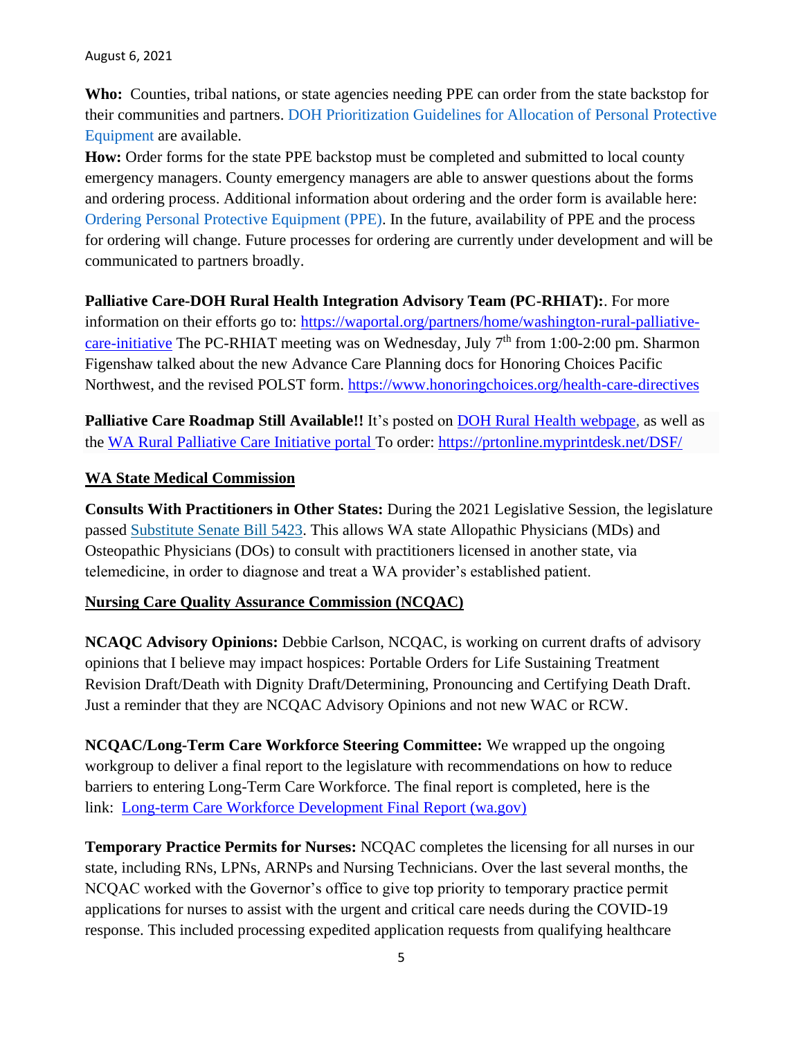**Who:** Counties, tribal nations, or state agencies needing PPE can order from the state backstop for their communities and partners. DOH Prioritization Guidelines for Allocation of Personal Protective Equipment are available.

**How:** Order forms for the state PPE backstop must be completed and submitted to local county emergency managers. County emergency managers are able to answer questions about the forms and ordering process. Additional information about ordering and the order form is available here: Ordering Personal Protective Equipment (PPE). In the future, availability of PPE and the process for ordering will change. Future processes for ordering are currently under development and will be communicated to partners broadly.

**Palliative Care-DOH Rural Health Integration Advisory Team (PC-RHIAT):**. For more information on their efforts go to: https://waportal.org/partners/home/washington-rural-palliative-care-initiative The PC-RHIAT meeting was on Wednesday, July 7th from 1:00-2:00 pm. Sharmon Figenshaw talked about the new Advance Care Planning docs for Honoring Choices Pacific Northwest, and the revised POLST form. https://www.honoringchoices.org/health-care-directives

**Palliative Care Roadmap Still Available!!** It's posted on DOH Rural Health webpage, as well as the WA Rural Palliative Care Initiative portal To order: https://prtonline.myprintdesk.net/DSF/

## WA State Medical Commission

**Consults With Practitioners in Other States:** During the 2021 Legislative Session, the legislature passed Substitute Senate Bill 5423. This allows WA state Allopathic Physicians (MDs) and Osteopathic Physicians (DOs) to consult with practitioners licensed in another state, via telemedicine, in order to diagnose and treat a WA provider's established patient.

## Nursing Care Quality Assurance Commission (NCQAC)

**NCAQC Advisory Opinions:** Debbie Carlson, NCQAC, is working on current drafts of advisory opinions that I believe may impact hospices: Portable Orders for Life Sustaining Treatment Revision Draft/Death with Dignity Draft/Determining, Pronouncing and Certifying Death Draft. Just a reminder that they are NCQAC Advisory Opinions and not new WAC or RCW.

**NCQAC/Long-Term Care Workforce Steering Committee:** We wrapped up the ongoing workgroup to deliver a final report to the legislature with recommendations on how to reduce barriers to entering Long-Term Care Workforce. The final report is completed, here is the link: Long-term Care Workforce Development Final Report (wa.gov)

**Temporary Practice Permits for Nurses:** NCQAC completes the licensing for all nurses in our state, including RNs, LPNs, ARNPs and Nursing Technicians. Over the last several months, the NCQAC worked with the Governor's office to give top priority to temporary practice permit applications for nurses to assist with the urgent and critical care needs during the COVID-19 response. This included processing expedited application requests from qualifying healthcare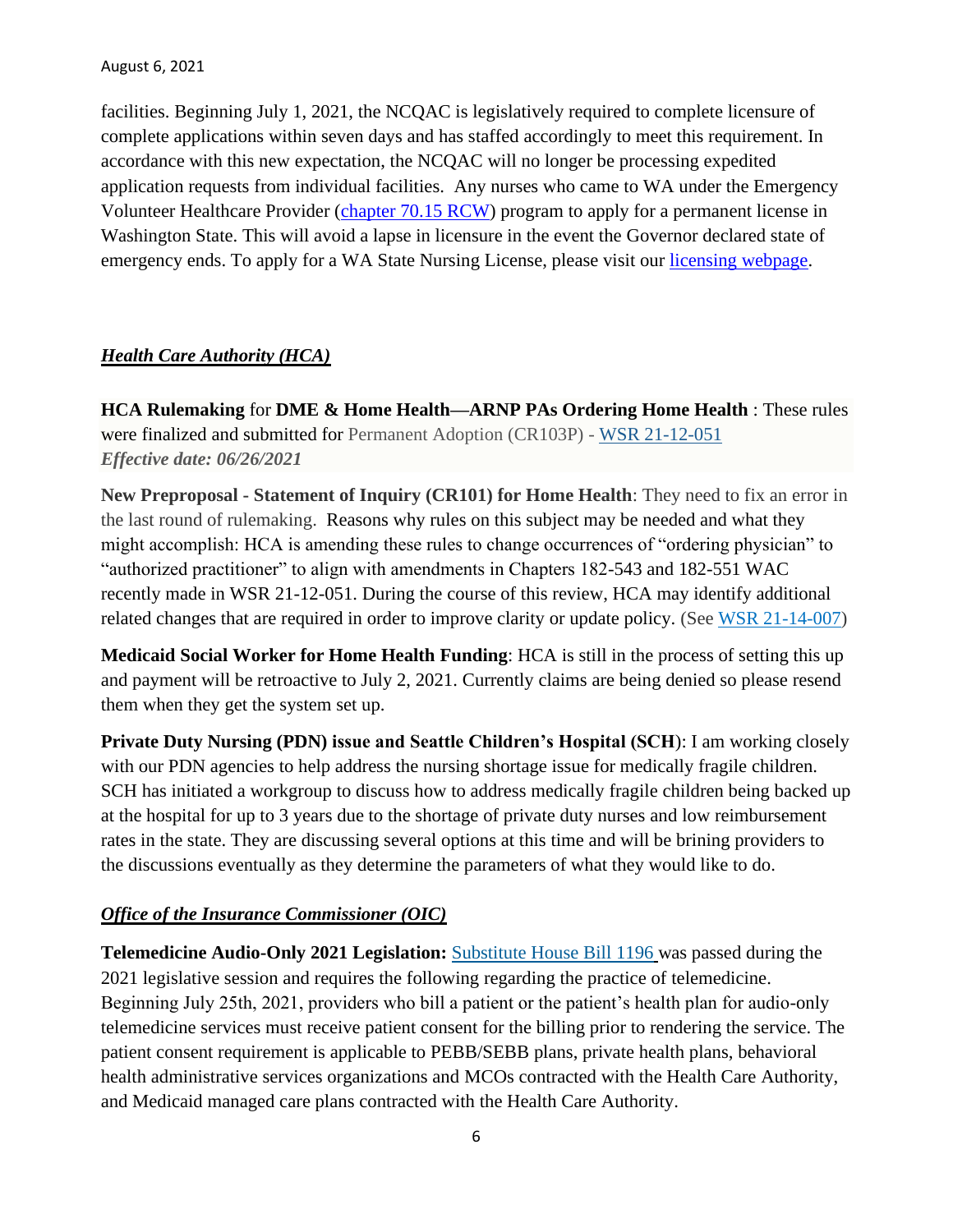facilities. Beginning July 1, 2021, the NCQAC is legislatively required to complete licensure of complete applications within seven days and has staffed accordingly to meet this requirement. In accordance with this new expectation, the NCQAC will no longer be processing expedited application requests from individual facilities. Any nurses who came to WA under the Emergency Volunteer Healthcare Provider (chapter 70.15 RCW) program to apply for a permanent license in Washington State. This will avoid a lapse in licensure in the event the Governor declared state of emergency ends. To apply for a WA State Nursing License, please visit our licensing webpage.

## ***Health Care Authority (HCA)***

**HCA Rulemaking** for **DME & Home Health—ARNP PAs Ordering Home Health** : These rules were finalized and submitted for Permanent Adoption (CR103P) - WSR 21-12-051
***Effective date: 06/26/2021***

**New Preproposal - Statement of Inquiry (CR101) for Home Health**: They need to fix an error in the last round of rulemaking. Reasons why rules on this subject may be needed and what they might accomplish: HCA is amending these rules to change occurrences of "ordering physician" to "authorized practitioner" to align with amendments in Chapters 182-543 and 182-551 WAC recently made in WSR 21-12-051. During the course of this review, HCA may identify additional related changes that are required in order to improve clarity or update policy. (See WSR 21-14-007)

**Medicaid Social Worker for Home Health Funding**: HCA is still in the process of setting this up and payment will be retroactive to July 2, 2021. Currently claims are being denied so please resend them when they get the system set up.

**Private Duty Nursing (PDN) issue and Seattle Children's Hospital (SCH)**: I am working closely with our PDN agencies to help address the nursing shortage issue for medically fragile children. SCH has initiated a workgroup to discuss how to address medically fragile children being backed up at the hospital for up to 3 years due to the shortage of private duty nurses and low reimbursement rates in the state. They are discussing several options at this time and will be brining providers to the discussions eventually as they determine the parameters of what they would like to do.

## ***Office of the Insurance Commissioner (OIC)***

**Telemedicine Audio-Only 2021 Legislation:** Substitute House Bill 1196 was passed during the 2021 legislative session and requires the following regarding the practice of telemedicine. Beginning July 25th, 2021, providers who bill a patient or the patient's health plan for audio-only telemedicine services must receive patient consent for the billing prior to rendering the service. The patient consent requirement is applicable to PEBB/SEBB plans, private health plans, behavioral health administrative services organizations and MCOs contracted with the Health Care Authority, and Medicaid managed care plans contracted with the Health Care Authority.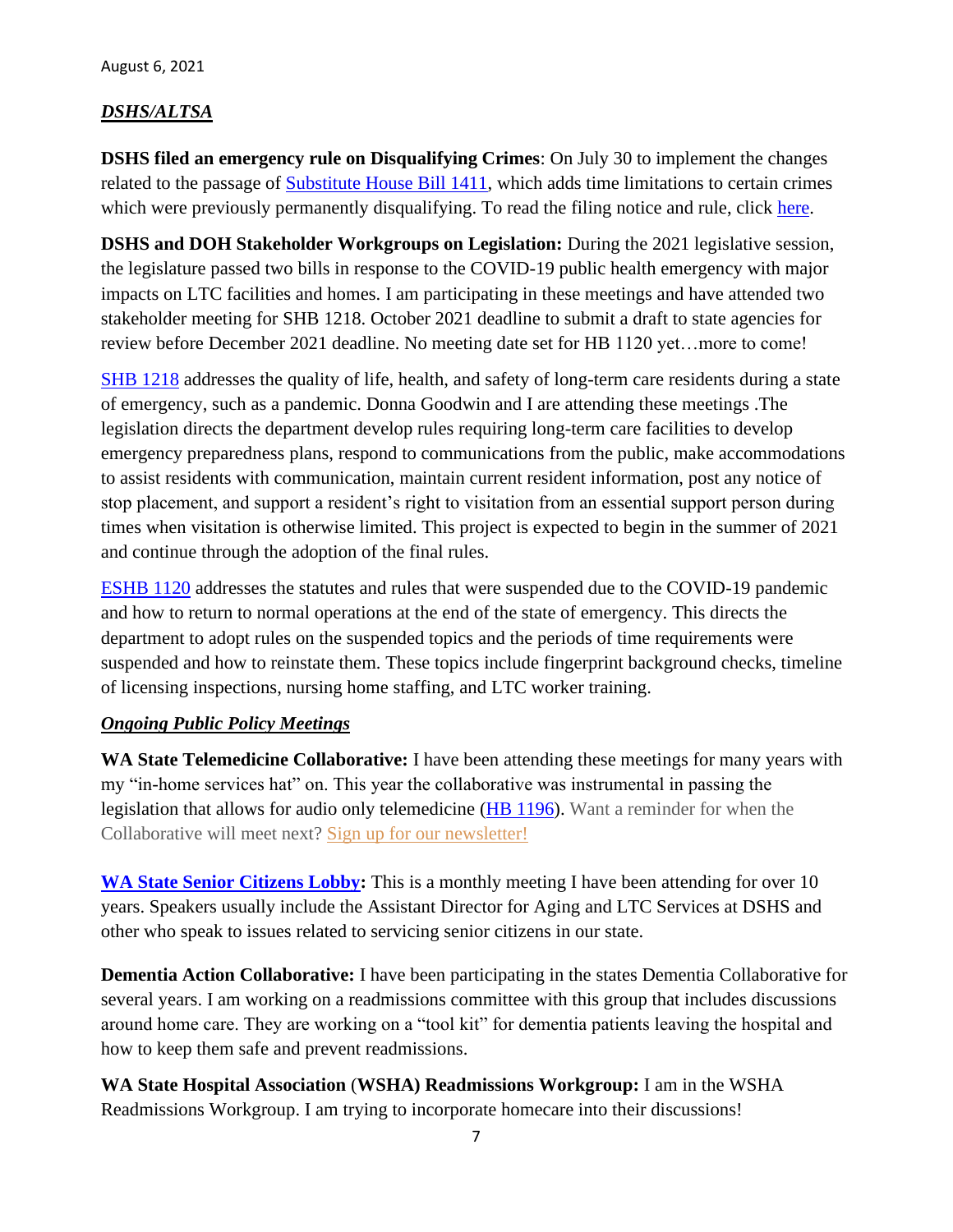August 6, 2021

## ***DSHS/ALTSA***

**DSHS filed an emergency rule on Disqualifying Crimes**: On July 30 to implement the changes related to the passage of [Substitute House Bill 1411](), which adds time limitations to certain crimes which were previously permanently disqualifying. To read the filing notice and rule, click [here]().

**DSHS and DOH Stakeholder Workgroups on Legislation:** During the 2021 legislative session, the legislature passed two bills in response to the COVID-19 public health emergency with major impacts on LTC facilities and homes. I am participating in these meetings and have attended two stakeholder meeting for SHB 1218. October 2021 deadline to submit a draft to state agencies for review before December 2021 deadline. No meeting date set for HB 1120 yet…more to come!

[SHB 1218]() addresses the quality of life, health, and safety of long-term care residents during a state of emergency, such as a pandemic. Donna Goodwin and I are attending these meetings .The legislation directs the department develop rules requiring long-term care facilities to develop emergency preparedness plans, respond to communications from the public, make accommodations to assist residents with communication, maintain current resident information, post any notice of stop placement, and support a resident's right to visitation from an essential support person during times when visitation is otherwise limited. This project is expected to begin in the summer of 2021 and continue through the adoption of the final rules.

[ESHB 1120]() addresses the statutes and rules that were suspended due to the COVID-19 pandemic and how to return to normal operations at the end of the state of emergency. This directs the department to adopt rules on the suspended topics and the periods of time requirements were suspended and how to reinstate them. These topics include fingerprint background checks, timeline of licensing inspections, nursing home staffing, and LTC worker training.

## ***Ongoing Public Policy Meetings***

**WA State Telemedicine Collaborative:** I have been attending these meetings for many years with my "in-home services hat" on. This year the collaborative was instrumental in passing the legislation that allows for audio only telemedicine ([HB 1196]()). Want a reminder for when the Collaborative will meet next? [Sign up for our newsletter!]()

**[WA State Senior Citizens Lobby]():** This is a monthly meeting I have been attending for over 10 years. Speakers usually include the Assistant Director for Aging and LTC Services at DSHS and other who speak to issues related to servicing senior citizens in our state.

**Dementia Action Collaborative:** I have been participating in the states Dementia Collaborative for several years. I am working on a readmissions committee with this group that includes discussions around home care. They are working on a "tool kit" for dementia patients leaving the hospital and how to keep them safe and prevent readmissions.

**WA State Hospital Association** (**WSHA) Readmissions Workgroup:** I am in the WSHA Readmissions Workgroup. I am trying to incorporate homecare into their discussions!